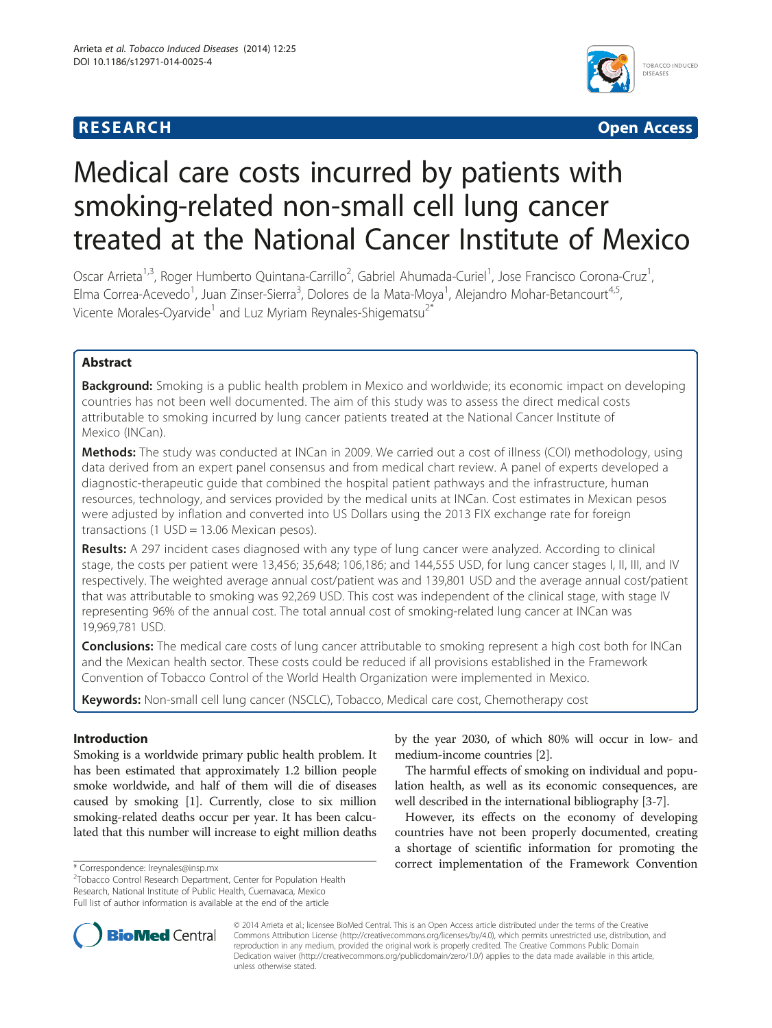**RESEARCH** **Open Access**

# Medical care costs incurred by patients with smoking-related non-small cell lung cancer treated at the National Cancer Institute of Mexico

Oscar Arrieta[1,3], Roger Humberto Quintana-Carrillo[2], Gabriel Ahumada-Curiel[1], Jose Francisco Corona-Cruz[1], Elma Correa-Acevedo[1], Juan Zinser-Sierra[3], Dolores de la Mata-Moya[1], Alejandro Mohar-Betancourt[4,5], Vicente Morales-Oyarvide[1] and Luz Myriam Reynales-Shigematsu[2*]

## Abstract

**Background:** Smoking is a public health problem in Mexico and worldwide; its economic impact on developing countries has not been well documented. The aim of this study was to assess the direct medical costs attributable to smoking incurred by lung cancer patients treated at the National Cancer Institute of Mexico (INCan).

**Methods:** The study was conducted at INCan in 2009. We carried out a cost of illness (COI) methodology, using data derived from an expert panel consensus and from medical chart review. A panel of experts developed a diagnostic-therapeutic guide that combined the hospital patient pathways and the infrastructure, human resources, technology, and services provided by the medical units at INCan. Cost estimates in Mexican pesos were adjusted by inflation and converted into US Dollars using the 2013 FIX exchange rate for foreign transactions (1 USD = 13.06 Mexican pesos).

**Results:** A 297 incident cases diagnosed with any type of lung cancer were analyzed. According to clinical stage, the costs per patient were 13,456; 35,648; 106,186; and 144,555 USD, for lung cancer stages I, II, III, and IV respectively. The weighted average annual cost/patient was and 139,801 USD and the average annual cost/patient that was attributable to smoking was 92,269 USD. This cost was independent of the clinical stage, with stage IV representing 96% of the annual cost. The total annual cost of smoking-related lung cancer at INCan was 19,969,781 USD.

**Conclusions:** The medical care costs of lung cancer attributable to smoking represent a high cost both for INCan and the Mexican health sector. These costs could be reduced if all provisions established in the Framework Convention of Tobacco Control of the World Health Organization were implemented in Mexico.

**Keywords:** Non-small cell lung cancer (NSCLC), Tobacco, Medical care cost, Chemotherapy cost

## Introduction

Smoking is a worldwide primary public health problem. It has been estimated that approximately 1.2 billion people smoke worldwide, and half of them will die of diseases caused by smoking [1]. Currently, close to six million smoking-related deaths occur per year. It has been calculated that this number will increase to eight million deaths by the year 2030, of which 80% will occur in low- and medium-income countries [2].

The harmful effects of smoking on individual and population health, as well as its economic consequences, are well described in the international bibliography [3-7].

However, its effects on the economy of developing countries have not been properly documented, creating a shortage of scientific information for promoting the correct implementation of the Framework Convention

\* Correspondence: lreynales@insp.mx
[2]Tobacco Control Research Department, Center for Population Health Research, National Institute of Public Health, Cuernavaca, Mexico
Full list of author information is available at the end of the article

© 2014 Arrieta et al.; licensee BioMed Central. This is an Open Access article distributed under the terms of the Creative Commons Attribution License (http://creativecommons.org/licenses/by/4.0), which permits unrestricted use, distribution, and reproduction in any medium, provided the original work is properly credited. The Creative Commons Public Domain Dedication waiver (http://creativecommons.org/publicdomain/zero/1.0/) applies to the data made available in this article, unless otherwise stated.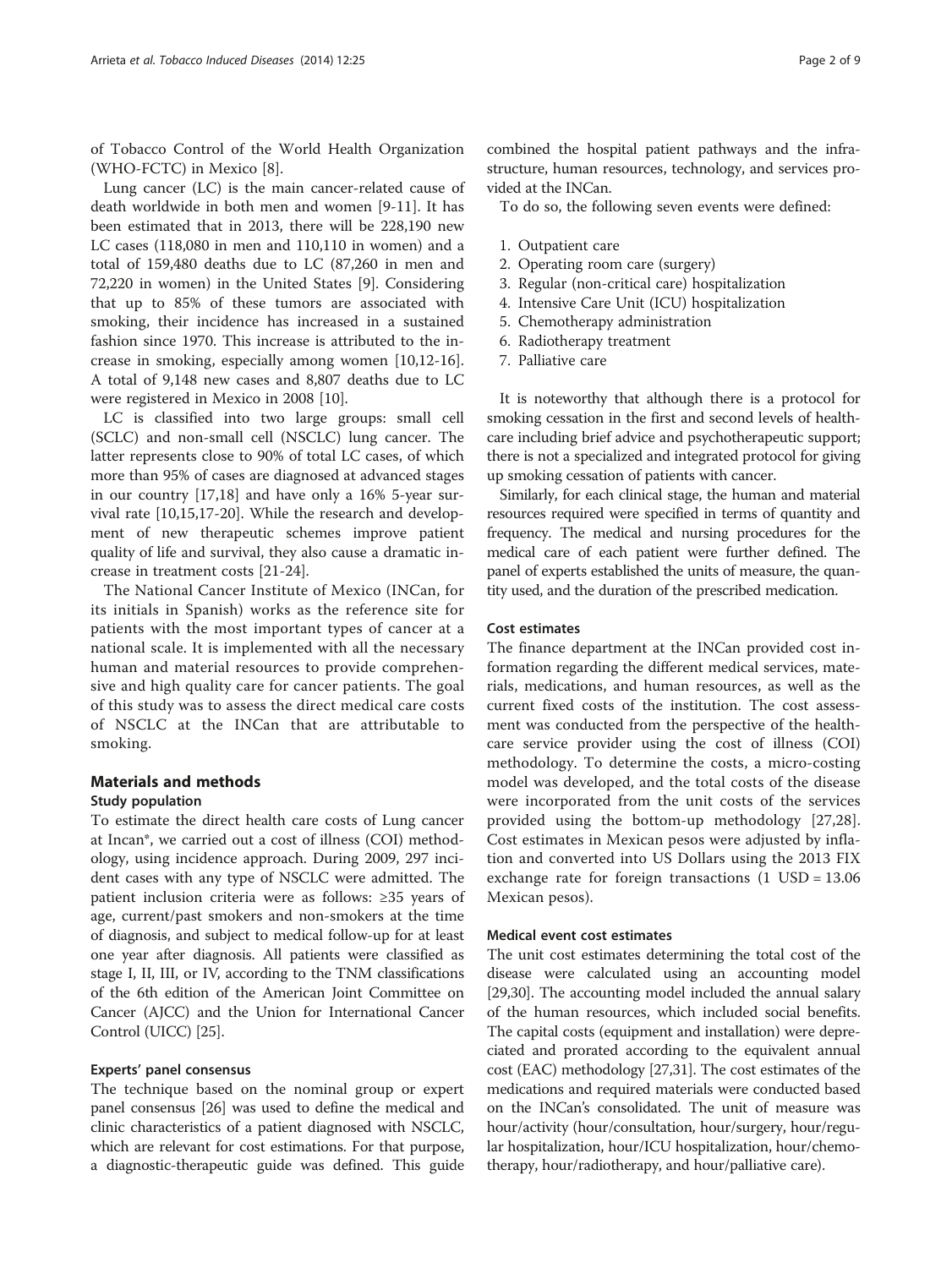of Tobacco Control of the World Health Organization (WHO-FCTC) in Mexico [8].

Lung cancer (LC) is the main cancer-related cause of death worldwide in both men and women [9-11]. It has been estimated that in 2013, there will be 228,190 new LC cases (118,080 in men and 110,110 in women) and a total of 159,480 deaths due to LC (87,260 in men and 72,220 in women) in the United States [9]. Considering that up to 85% of these tumors are associated with smoking, their incidence has increased in a sustained fashion since 1970. This increase is attributed to the increase in smoking, especially among women [10,12-16]. A total of 9,148 new cases and 8,807 deaths due to LC were registered in Mexico in 2008 [10].

LC is classified into two large groups: small cell (SCLC) and non-small cell (NSCLC) lung cancer. The latter represents close to 90% of total LC cases, of which more than 95% of cases are diagnosed at advanced stages in our country [17,18] and have only a 16% 5-year survival rate [10,15,17-20]. While the research and development of new therapeutic schemes improve patient quality of life and survival, they also cause a dramatic increase in treatment costs [21-24].

The National Cancer Institute of Mexico (INCan, for its initials in Spanish) works as the reference site for patients with the most important types of cancer at a national scale. It is implemented with all the necessary human and material resources to provide comprehensive and high quality care for cancer patients. The goal of this study was to assess the direct medical care costs of NSCLC at the INCan that are attributable to smoking.

## Materials and methods

### Study population

To estimate the direct health care costs of Lung cancer at Incan*, we carried out a cost of illness (COI) methodology, using incidence approach. During 2009, 297 incident cases with any type of NSCLC were admitted. The patient inclusion criteria were as follows: ≥35 years of age, current/past smokers and non-smokers at the time of diagnosis, and subject to medical follow-up for at least one year after diagnosis. All patients were classified as stage I, II, III, or IV, according to the TNM classifications of the 6th edition of the American Joint Committee on Cancer (AJCC) and the Union for International Cancer Control (UICC) [25].

### Experts' panel consensus

The technique based on the nominal group or expert panel consensus [26] was used to define the medical and clinic characteristics of a patient diagnosed with NSCLC, which are relevant for cost estimations. For that purpose, a diagnostic-therapeutic guide was defined. This guide combined the hospital patient pathways and the infrastructure, human resources, technology, and services provided at the INCan.

To do so, the following seven events were defined:

1. Outpatient care
2. Operating room care (surgery)
3. Regular (non-critical care) hospitalization
4. Intensive Care Unit (ICU) hospitalization
5. Chemotherapy administration
6. Radiotherapy treatment
7. Palliative care

It is noteworthy that although there is a protocol for smoking cessation in the first and second levels of healthcare including brief advice and psychotherapeutic support; there is not a specialized and integrated protocol for giving up smoking cessation of patients with cancer.

Similarly, for each clinical stage, the human and material resources required were specified in terms of quantity and frequency. The medical and nursing procedures for the medical care of each patient were further defined. The panel of experts established the units of measure, the quantity used, and the duration of the prescribed medication.

### Cost estimates

The finance department at the INCan provided cost information regarding the different medical services, materials, medications, and human resources, as well as the current fixed costs of the institution. The cost assessment was conducted from the perspective of the healthcare service provider using the cost of illness (COI) methodology. To determine the costs, a micro-costing model was developed, and the total costs of the disease were incorporated from the unit costs of the services provided using the bottom-up methodology [27,28]. Cost estimates in Mexican pesos were adjusted by inflation and converted into US Dollars using the 2013 FIX exchange rate for foreign transactions (1 USD = 13.06 Mexican pesos).

### Medical event cost estimates

The unit cost estimates determining the total cost of the disease were calculated using an accounting model [29,30]. The accounting model included the annual salary of the human resources, which included social benefits. The capital costs (equipment and installation) were depreciated and prorated according to the equivalent annual cost (EAC) methodology [27,31]. The cost estimates of the medications and required materials were conducted based on the INCan's consolidated. The unit of measure was hour/activity (hour/consultation, hour/surgery, hour/regular hospitalization, hour/ICU hospitalization, hour/chemotherapy, hour/radiotherapy, and hour/palliative care).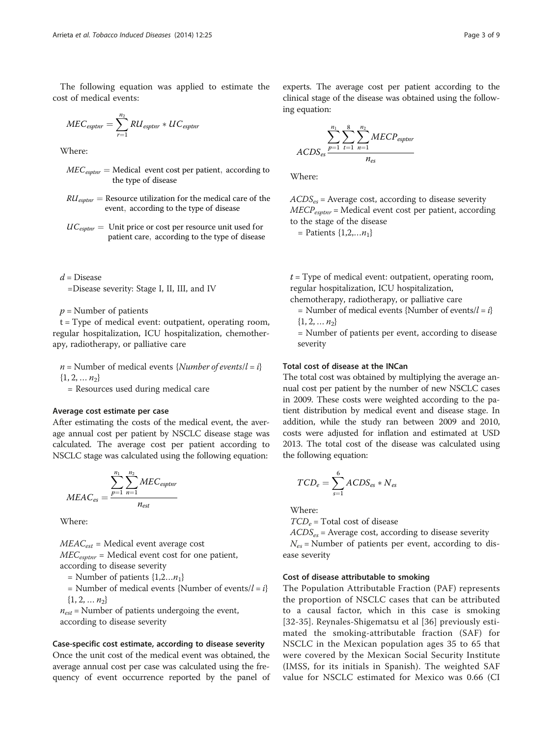The following equation was applied to estimate the cost of medical events:

$$MEC_{esptnr} = \sum_{r=1}^{n_2} RU_{esptnr} * UC_{esptnr}$$

Where:

$MEC_{esptnr}$ = Medical event cost per patient, according to the type of disease

$RU_{esptnr}$ = Resource utilization for the medical care of the event, according to the type of disease

$UC_{esptnr}$ = Unit price or cost per resource unit used for patient care, according to the type of disease

$d$ = Disease
=Disease severity: Stage I, II, III, and IV

$p$ = Number of patients
t = Type of medical event: outpatient, operating room, regular hospitalization, ICU hospitalization, chemotherapy, radiotherapy, or palliative care

$n$ = Number of medical events {*Number of events*/$l$ = $i$} {1, 2, … $n_2$}
= Resources used during medical care

#### Average cost estimate per case

After estimating the costs of the medical event, the average annual cost per patient by NSCLC disease stage was calculated. The average cost per patient according to NSCLC stage was calculated using the following equation:

$$MEAC_{es} = \frac{\sum_{p=1}^{n_1} \sum_{n=1}^{n_2} MEC_{esptnr}}{n_{est}}$$

Where:

$MEAC_{est}$ = Medical event average cost
$MEC_{esptnr}$ = Medical event cost for one patient, according to disease severity
= Number of patients {1,2…$n_1$}
= Number of medical events {Number of events/$l$ = $i$} {1, 2, … $n_2$}
$n_{est}$ = Number of patients undergoing the event, according to disease severity

#### Case-specific cost estimate, according to disease severity

Once the unit cost of the medical event was obtained, the average annual cost per case was calculated using the frequency of event occurrence reported by the panel of experts. The average cost per patient according to the clinical stage of the disease was obtained using the following equation:

$$ACDS_{es} \frac{\sum_{p=1}^{n_1} \sum_{t=1}^{8} \sum_{n=1}^{n_2} MECP_{esptnr}}{n_{es}}$$

Where:

$ACDS_{es}$ = Average cost, according to disease severity
$MECP_{esptnr}$ = Medical event cost per patient, according to the stage of the disease
= Patients {1,2,…$n_1$}

$t$ = Type of medical event: outpatient, operating room, regular hospitalization, ICU hospitalization, chemotherapy, radiotherapy, or palliative care
= Number of medical events {Number of events/$l$ = $i$} {1, 2, … $n_2$}
= Number of patients per event, according to disease severity

#### Total cost of disease at the INCan

The total cost was obtained by multiplying the average annual cost per patient by the number of new NSCLC cases in 2009. These costs were weighted according to the patient distribution by medical event and disease stage. In addition, while the study ran between 2009 and 2010, costs were adjusted for inflation and estimated at USD 2013. The total cost of the disease was calculated using the following equation:

$$TCD_e = \sum_{s=1}^{6} ACDS_{es} * N_{es}$$

Where:
$TCD_e$ = Total cost of disease
$ACDS_{es}$ = Average cost, according to disease severity
$N_{es}$ = Number of patients per event, according to disease severity

#### Cost of disease attributable to smoking

The Population Attributable Fraction (PAF) represents the proportion of NSCLC cases that can be attributed to a causal factor, which in this case is smoking [32-35]. Reynales-Shigematsu et al [36] previously estimated the smoking-attributable fraction (SAF) for NSCLC in the Mexican population ages 35 to 65 that were covered by the Mexican Social Security Institute (IMSS, for its initials in Spanish). The weighted SAF value for NSCLC estimated for Mexico was 0.66 (CI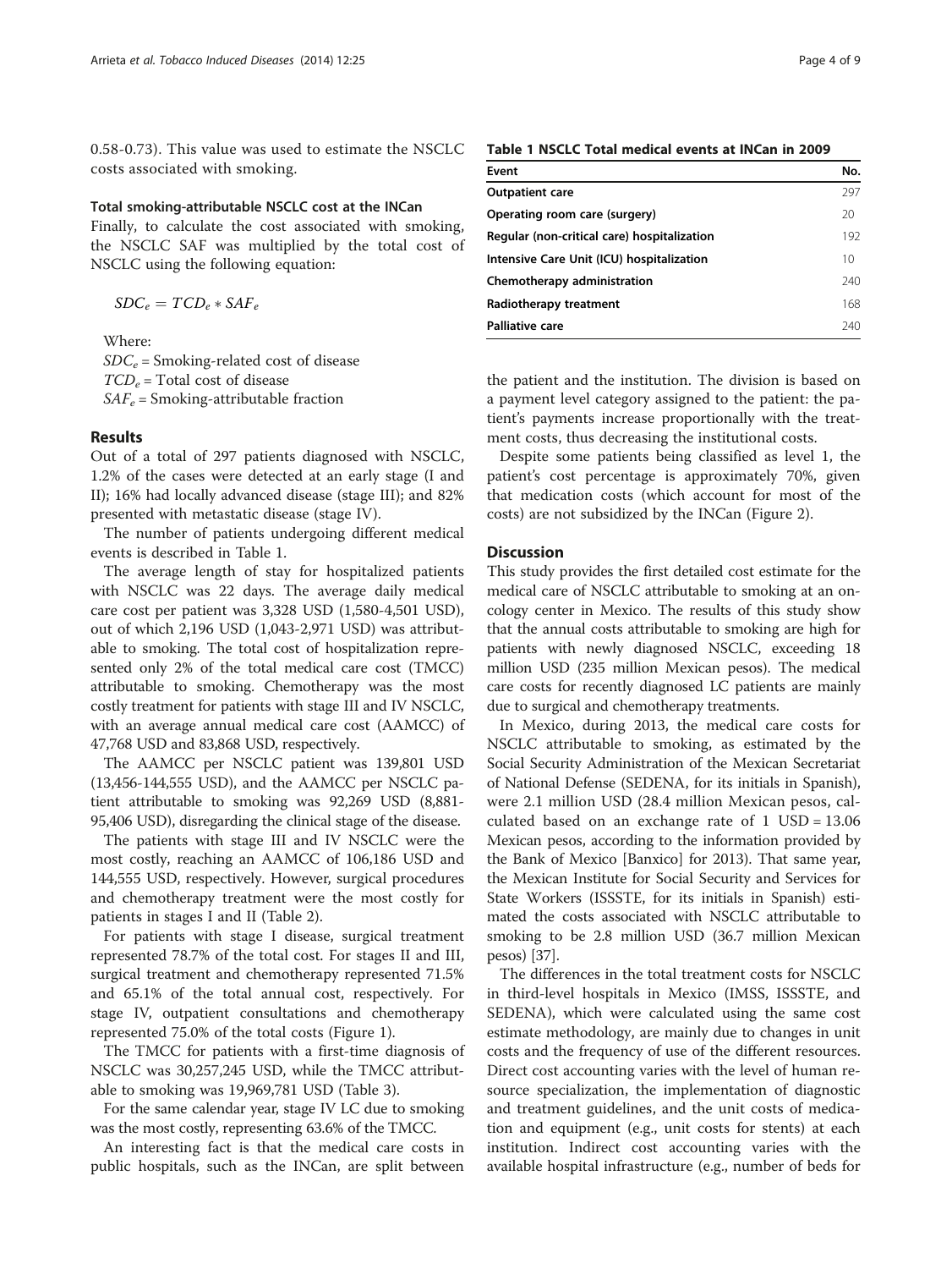0.58-0.73). This value was used to estimate the NSCLC costs associated with smoking.

#### Total smoking-attributable NSCLC cost at the INCan

Finally, to calculate the cost associated with smoking, the NSCLC SAF was multiplied by the total cost of NSCLC using the following equation:

$$SDC_e = TCD_e * SAF_e$$

Where:

$SDC_e$ = Smoking-related cost of disease

$TCD_e$ = Total cost of disease

$SAF_e$ = Smoking-attributable fraction

## Results

Out of a total of 297 patients diagnosed with NSCLC, 1.2% of the cases were detected at an early stage (I and II); 16% had locally advanced disease (stage III); and 82% presented with metastatic disease (stage IV).

The number of patients undergoing different medical events is described in Table 1.

The average length of stay for hospitalized patients with NSCLC was 22 days. The average daily medical care cost per patient was 3,328 USD (1,580-4,501 USD), out of which 2,196 USD (1,043-2,971 USD) was attributable to smoking. The total cost of hospitalization represented only 2% of the total medical care cost (TMCC) attributable to smoking. Chemotherapy was the most costly treatment for patients with stage III and IV NSCLC, with an average annual medical care cost (AAMCC) of 47,768 USD and 83,868 USD, respectively.

The AAMCC per NSCLC patient was 139,801 USD (13,456-144,555 USD), and the AAMCC per NSCLC patient attributable to smoking was 92,269 USD (8,881-95,406 USD), disregarding the clinical stage of the disease.

The patients with stage III and IV NSCLC were the most costly, reaching an AAMCC of 106,186 USD and 144,555 USD, respectively. However, surgical procedures and chemotherapy treatment were the most costly for patients in stages I and II (Table 2).

For patients with stage I disease, surgical treatment represented 78.7% of the total cost. For stages II and III, surgical treatment and chemotherapy represented 71.5% and 65.1% of the total annual cost, respectively. For stage IV, outpatient consultations and chemotherapy represented 75.0% of the total costs (Figure 1).

The TMCC for patients with a first-time diagnosis of NSCLC was 30,257,245 USD, while the TMCC attributable to smoking was 19,969,781 USD (Table 3).

For the same calendar year, stage IV LC due to smoking was the most costly, representing 63.6% of the TMCC.

An interesting fact is that the medical care costs in public hospitals, such as the INCan, are split between the patient and the institution. The division is based on a payment level category assigned to the patient: the patient's payments increase proportionally with the treatment costs, thus decreasing the institutional costs.

Despite some patients being classified as level 1, the patient's cost percentage is approximately 70%, given that medication costs (which account for most of the costs) are not subsidized by the INCan (Figure 2).

**Table 1 NSCLC Total medical events at INCan in 2009**

| Event | No. |
|---|---|
| Outpatient care | 297 |
| Operating room care (surgery) | 20 |
| Regular (non-critical care) hospitalization | 192 |
| Intensive Care Unit (ICU) hospitalization | 10 |
| Chemotherapy administration | 240 |
| Radiotherapy treatment | 168 |
| Palliative care | 240 |

## Discussion

This study provides the first detailed cost estimate for the medical care of NSCLC attributable to smoking at an oncology center in Mexico. The results of this study show that the annual costs attributable to smoking are high for patients with newly diagnosed NSCLC, exceeding 18 million USD (235 million Mexican pesos). The medical care costs for recently diagnosed LC patients are mainly due to surgical and chemotherapy treatments.

In Mexico, during 2013, the medical care costs for NSCLC attributable to smoking, as estimated by the Social Security Administration of the Mexican Secretariat of National Defense (SEDENA, for its initials in Spanish), were 2.1 million USD (28.4 million Mexican pesos, calculated based on an exchange rate of 1 USD = 13.06 Mexican pesos, according to the information provided by the Bank of Mexico [Banxico] for 2013). That same year, the Mexican Institute for Social Security and Services for State Workers (ISSSTE, for its initials in Spanish) estimated the costs associated with NSCLC attributable to smoking to be 2.8 million USD (36.7 million Mexican pesos) [37].

The differences in the total treatment costs for NSCLC in third-level hospitals in Mexico (IMSS, ISSSTE, and SEDENA), which were calculated using the same cost estimate methodology, are mainly due to changes in unit costs and the frequency of use of the different resources. Direct cost accounting varies with the level of human resource specialization, the implementation of diagnostic and treatment guidelines, and the unit costs of medication and equipment (e.g., unit costs for stents) at each institution. Indirect cost accounting varies with the available hospital infrastructure (e.g., number of beds for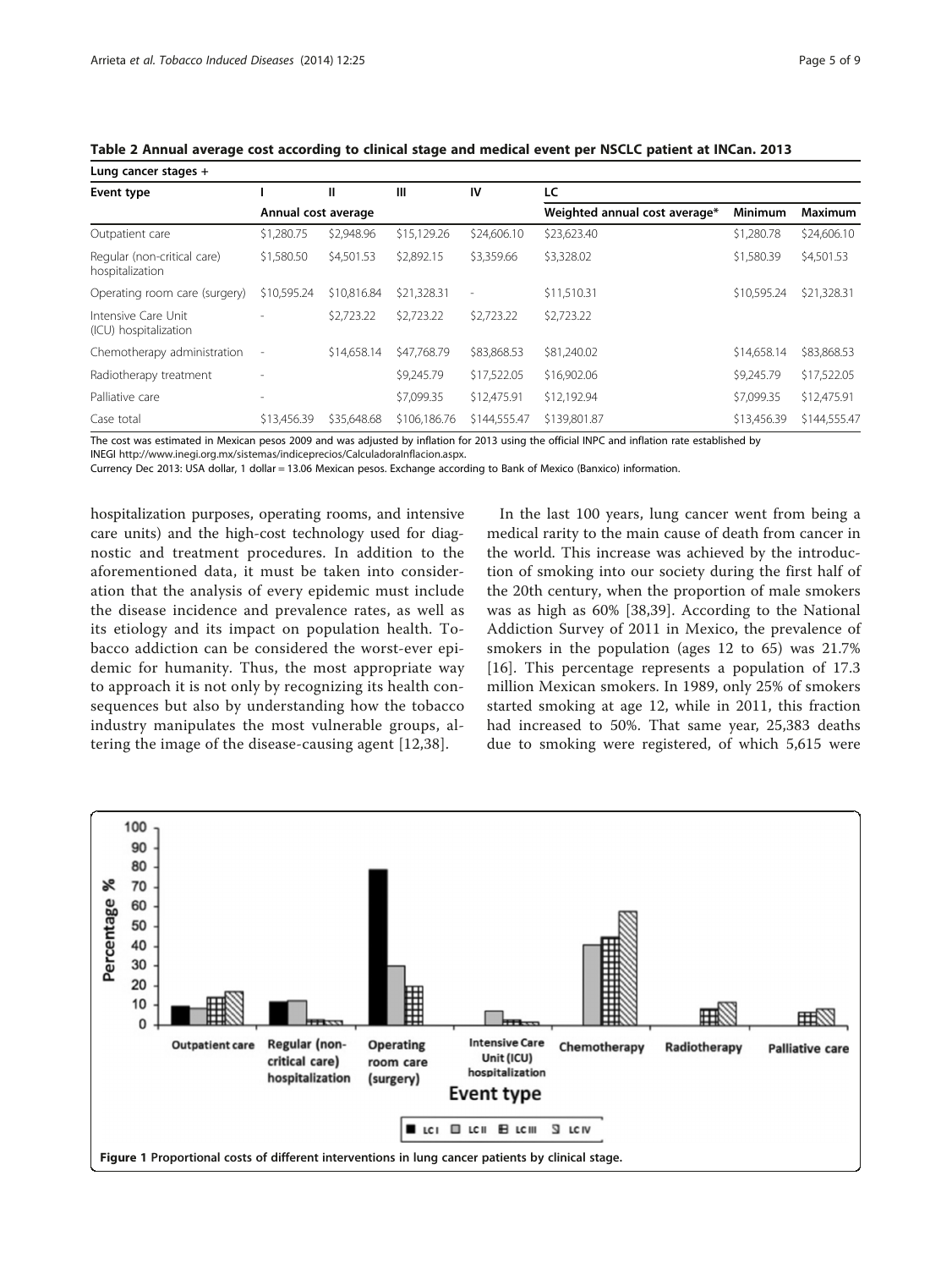**Table 2 Annual average cost according to clinical stage and medical event per NSCLC patient at INCan. 2013**

| Lung cancer stages + | | | | | | | |
|---|---|---|---|---|---|---|---|
| Event type | I | II | III | IV | LC | | |
| | Annual cost average | | | | Weighted annual cost average* | Minimum | Maximum |
| Outpatient care | $1,280.75 | $2,948.96 | $15,129.26 | $24,606.10 | $23,623.40 | $1,280.78 | $24,606.10 |
| Regular (non-critical care) hospitalization | $1,580.50 | $4,501.53 | $2,892.15 | $3,359.66 | $3,328.02 | $1,580.39 | $4,501.53 |
| Operating room care (surgery) | $10,595.24 | $10,816.84 | $21,328.31 | - | $11,510.31 | $10,595.24 | $21,328.31 |
| Intensive Care Unit (ICU) hospitalization | - | $2,723.22 | $2,723.22 | $2,723.22 | $2,723.22 | | |
| Chemotherapy administration | - | $14,658.14 | $47,768.79 | $83,868.53 | $81,240.02 | $14,658.14 | $83,868.53 |
| Radiotherapy treatment | - | | $9,245.79 | $17,522.05 | $16,902.06 | $9,245.79 | $17,522.05 |
| Palliative care | - | | $7,099.35 | $12,475.91 | $12,192.94 | $7,099.35 | $12,475.91 |
| Case total | $13,456.39 | $35,648.68 | $106,186.76 | $144,555.47 | $139,801.87 | $13,456.39 | $144,555.47 |

The cost was estimated in Mexican pesos 2009 and was adjusted by inflation for 2013 using the official INPC and inflation rate established by INEGI http://www.inegi.org.mx/sistemas/indiceprecios/CalculadoraInflacion.aspx.

Currency Dec 2013: USA dollar, 1 dollar = 13.06 Mexican pesos. Exchange according to Bank of Mexico (Banxico) information.

hospitalization purposes, operating rooms, and intensive care units) and the high-cost technology used for diagnostic and treatment procedures. In addition to the aforementioned data, it must be taken into consideration that the analysis of every epidemic must include the disease incidence and prevalence rates, as well as its etiology and its impact on population health. Tobacco addiction can be considered the worst-ever epidemic for humanity. Thus, the most appropriate way to approach it is not only by recognizing its health consequences but also by understanding how the tobacco industry manipulates the most vulnerable groups, altering the image of the disease-causing agent [12,38].

In the last 100 years, lung cancer went from being a medical rarity to the main cause of death from cancer in the world. This increase was achieved by the introduction of smoking into our society during the first half of the 20th century, when the proportion of male smokers was as high as 60% [38,39]. According to the National Addiction Survey of 2011 in Mexico, the prevalence of smokers in the population (ages 12 to 65) was 21.7% [16]. This percentage represents a population of 17.3 million Mexican smokers. In 1989, only 25% of smokers started smoking at age 12, while in 2011, this fraction had increased to 50%. That same year, 25,383 deaths due to smoking were registered, of which 5,615 were

**Figure 1** Proportional costs of different interventions in lung cancer patients by clinical stage.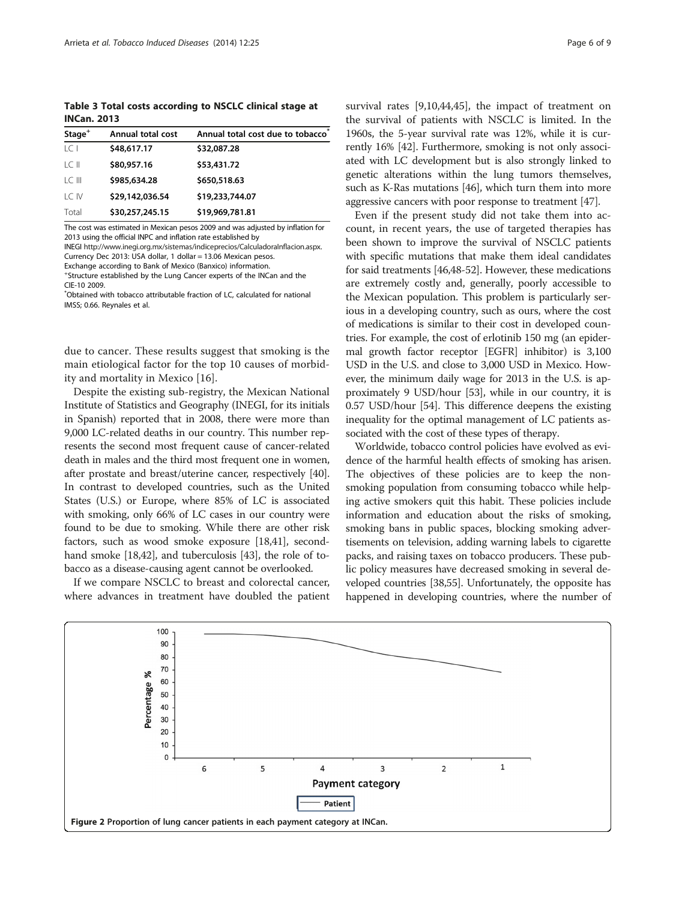**Table 3 Total costs according to NSCLC clinical stage at INCan. 2013**

| Stage[+] | Annual total cost | Annual total cost due to tobacco[*] |
|---|---|---|
| LC I | **$48,617.17** | **$32,087.28** |
| LC II | **$80,957.16** | **$53,431.72** |
| LC III | **$985,634.28** | **$650,518.63** |
| LC IV | **$29,142,036.54** | **$19,233,744.07** |
| Total | **$30,257,245.15** | **$19,969,781.81** |

The cost was estimated in Mexican pesos 2009 and was adjusted by inflation for 2013 using the official INPC and inflation rate established by INEGI http://www.inegi.org.mx/sistemas/indiceprecios/CalculadoraInflacion.aspx. Currency Dec 2013: USA dollar, 1 dollar = 13.06 Mexican pesos. Exchange according to Bank of Mexico (Banxico) information.
[+]Structure established by the Lung Cancer experts of the INCan and the CIE-10 2009.
[*]Obtained with tobacco attributable fraction of LC, calculated for national IMSS; 0.66. Reynales et al.

due to cancer. These results suggest that smoking is the main etiological factor for the top 10 causes of morbidity and mortality in Mexico [16].

Despite the existing sub-registry, the Mexican National Institute of Statistics and Geography (INEGI, for its initials in Spanish) reported that in 2008, there were more than 9,000 LC-related deaths in our country. This number represents the second most frequent cause of cancer-related death in males and the third most frequent one in women, after prostate and breast/uterine cancer, respectively [40]. In contrast to developed countries, such as the United States (U.S.) or Europe, where 85% of LC is associated with smoking, only 66% of LC cases in our country were found to be due to smoking. While there are other risk factors, such as wood smoke exposure [18,41], secondhand smoke [18,42], and tuberculosis [43], the role of tobacco as a disease-causing agent cannot be overlooked.

If we compare NSCLC to breast and colorectal cancer, where advances in treatment have doubled the patient survival rates [9,10,44,45], the impact of treatment on the survival of patients with NSCLC is limited. In the 1960s, the 5-year survival rate was 12%, while it is currently 16% [42]. Furthermore, smoking is not only associated with LC development but is also strongly linked to genetic alterations within the lung tumors themselves, such as K-Ras mutations [46], which turn them into more aggressive cancers with poor response to treatment [47].

Even if the present study did not take them into account, in recent years, the use of targeted therapies has been shown to improve the survival of NSCLC patients with specific mutations that make them ideal candidates for said treatments [46,48-52]. However, these medications are extremely costly and, generally, poorly accessible to the Mexican population. This problem is particularly serious in a developing country, such as ours, where the cost of medications is similar to their cost in developed countries. For example, the cost of erlotinib 150 mg (an epidermal growth factor receptor [EGFR] inhibitor) is 3,100 USD in the U.S. and close to 3,000 USD in Mexico. However, the minimum daily wage for 2013 in the U.S. is approximately 9 USD/hour [53], while in our country, it is 0.57 USD/hour [54]. This difference deepens the existing inequality for the optimal management of LC patients associated with the cost of these types of therapy.

Worldwide, tobacco control policies have evolved as evidence of the harmful health effects of smoking has arisen. The objectives of these policies are to keep the nonsmoking population from consuming tobacco while helping active smokers quit this habit. These policies include information and education about the risks of smoking, smoking bans in public spaces, blocking smoking advertisements on television, adding warning labels to cigarette packs, and raising taxes on tobacco producers. These public policy measures have decreased smoking in several developed countries [38,55]. Unfortunately, the opposite has happened in developing countries, where the number of

**Figure 2** Proportion of lung cancer patients in each payment category at INCan.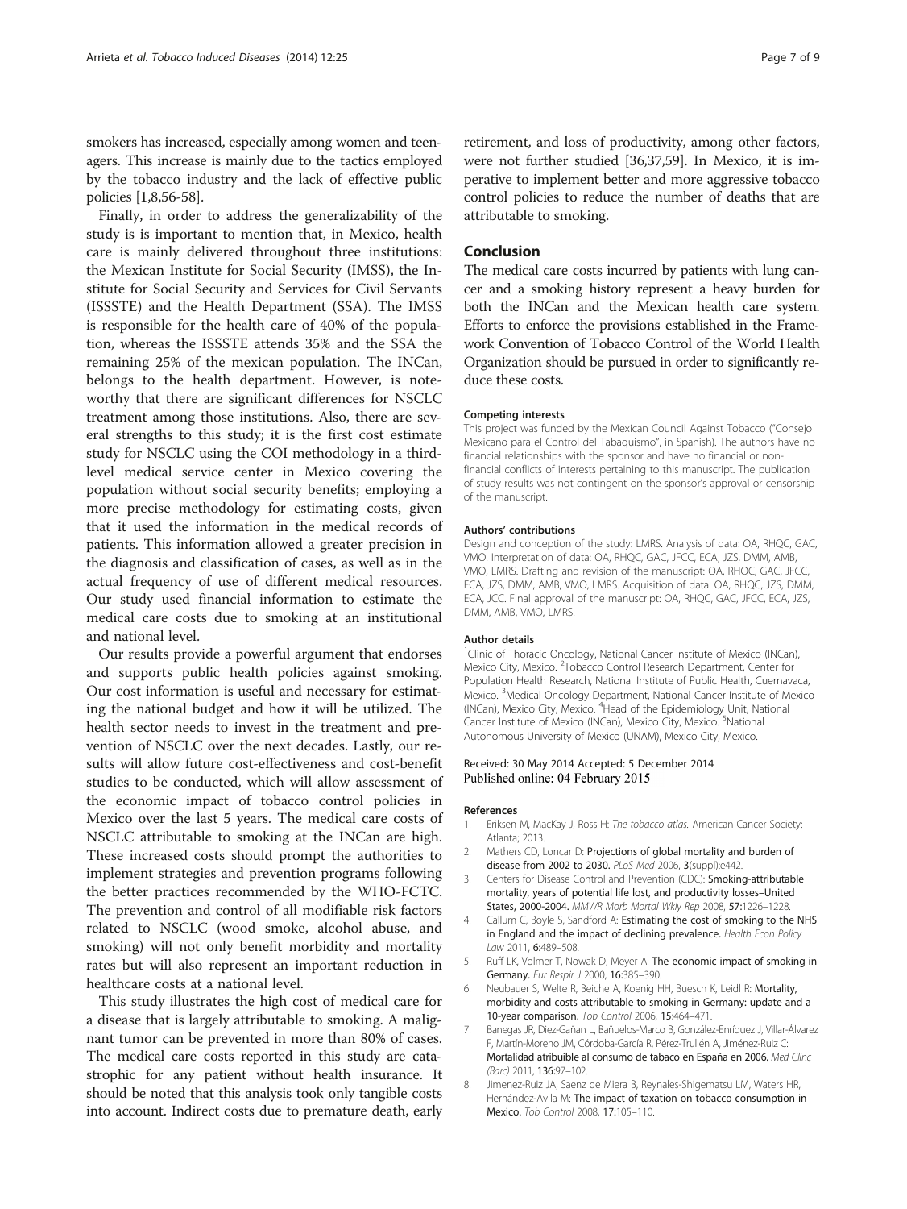smokers has increased, especially among women and teenagers. This increase is mainly due to the tactics employed by the tobacco industry and the lack of effective public policies [1,8,56-58].

Finally, in order to address the generalizability of the study is is important to mention that, in Mexico, health care is mainly delivered throughout three institutions: the Mexican Institute for Social Security (IMSS), the Institute for Social Security and Services for Civil Servants (ISSSTE) and the Health Department (SSA). The IMSS is responsible for the health care of 40% of the population, whereas the ISSSTE attends 35% and the SSA the remaining 25% of the mexican population. The INCan, belongs to the health department. However, is noteworthy that there are significant differences for NSCLC treatment among those institutions. Also, there are several strengths to this study; it is the first cost estimate study for NSCLC using the COI methodology in a third-level medical service center in Mexico covering the population without social security benefits; employing a more precise methodology for estimating costs, given that it used the information in the medical records of patients. This information allowed a greater precision in the diagnosis and classification of cases, as well as in the actual frequency of use of different medical resources. Our study used financial information to estimate the medical care costs due to smoking at an institutional and national level.

Our results provide a powerful argument that endorses and supports public health policies against smoking. Our cost information is useful and necessary for estimating the national budget and how it will be utilized. The health sector needs to invest in the treatment and prevention of NSCLC over the next decades. Lastly, our results will allow future cost-effectiveness and cost-benefit studies to be conducted, which will allow assessment of the economic impact of tobacco control policies in Mexico over the last 5 years. The medical care costs of NSCLC attributable to smoking at the INCan are high. These increased costs should prompt the authorities to implement strategies and prevention programs following the better practices recommended by the WHO-FCTC. The prevention and control of all modifiable risk factors related to NSCLC (wood smoke, alcohol abuse, and smoking) will not only benefit morbidity and mortality rates but will also represent an important reduction in healthcare costs at a national level.

This study illustrates the high cost of medical care for a disease that is largely attributable to smoking. A malignant tumor can be prevented in more than 80% of cases. The medical care costs reported in this study are catastrophic for any patient without health insurance. It should be noted that this analysis took only tangible costs into account. Indirect costs due to premature death, early retirement, and loss of productivity, among other factors, were not further studied [36,37,59]. In Mexico, it is imperative to implement better and more aggressive tobacco control policies to reduce the number of deaths that are attributable to smoking.

## Conclusion

The medical care costs incurred by patients with lung cancer and a smoking history represent a heavy burden for both the INCan and the Mexican health care system. Efforts to enforce the provisions established in the Framework Convention of Tobacco Control of the World Health Organization should be pursued in order to significantly reduce these costs.

#### Competing interests

This project was funded by the Mexican Council Against Tobacco ("Consejo Mexicano para el Control del Tabaquismo", in Spanish). The authors have no financial relationships with the sponsor and have no financial or non-financial conflicts of interests pertaining to this manuscript. The publication of study results was not contingent on the sponsor's approval or censorship of the manuscript.

#### Authors' contributions

Design and conception of the study: LMRS. Analysis of data: OA, RHQC, GAC, VMO. Interpretation of data: OA, RHQC, GAC, JFCC, ECA, JZS, DMM, AMB, VMO, LMRS. Drafting and revision of the manuscript: OA, RHQC, GAC, JFCC, ECA, JZS, DMM, AMB, VMO, LMRS. Acquisition of data: OA, RHQC, JZS, DMM, ECA, JCC. Final approval of the manuscript: OA, RHQC, GAC, JFCC, ECA, JZS, DMM, AMB, VMO, LMRS.

#### Author details

[1]Clinic of Thoracic Oncology, National Cancer Institute of Mexico (INCan), Mexico City, Mexico. [2]Tobacco Control Research Department, Center for Population Health Research, National Institute of Public Health, Cuernavaca, Mexico. [3]Medical Oncology Department, National Cancer Institute of Mexico (INCan), Mexico City, Mexico. [4]Head of the Epidemiology Unit, National Cancer Institute of Mexico (INCan), Mexico City, Mexico. [5]National Autonomous University of Mexico (UNAM), Mexico City, Mexico.

Received: 30 May 2014 Accepted: 5 December 2014
Published online: 04 February 2015

#### References

1. Eriksen M, MacKay J, Ross H: *The tobacco atlas.* American Cancer Society: Atlanta; 2013.
2. Mathers CD, Loncar D: **Projections of global mortality and burden of disease from 2002 to 2030.** *PLoS Med* 2006, 3(suppl):e442.
3. Centers for Disease Control and Prevention (CDC): **Smoking-attributable mortality, years of potential life lost, and productivity losses–United States, 2000-2004.** *MMWR Morb Mortal Wkly Rep* 2008, 57:1226–1228.
4. Callum C, Boyle S, Sandford A: **Estimating the cost of smoking to the NHS in England and the impact of declining prevalence.** *Health Econ Policy Law* 2011, 6:489–508.
5. Ruff LK, Volmer T, Nowak D, Meyer A: **The economic impact of smoking in Germany.** *Eur Respir J* 2000, 16:385–390.
6. Neubauer S, Welte R, Beiche A, Koenig HH, Buesch K, Leidl R: **Mortality, morbidity and costs attributable to smoking in Germany: update and a 10-year comparison.** *Tob Control* 2006, 15:464–471.
7. Banegas JR, Diez-Gañan L, Bañuelos-Marco B, González-Enríquez J, Villar-Álvarez F, Martín-Moreno JM, Córdoba-García R, Pérez-Trullén A, Jiménez-Ruiz C: **Mortalidad atribuible al consumo de tabaco en España en 2006.** *Med Clinc (Barc)* 2011, 136:97–102.
8. Jimenez-Ruiz JA, Saenz de Miera B, Reynales-Shigematsu LM, Waters HR, Hernández-Avila M: **The impact of taxation on tobacco consumption in Mexico.** *Tob Control* 2008, 17:105–110.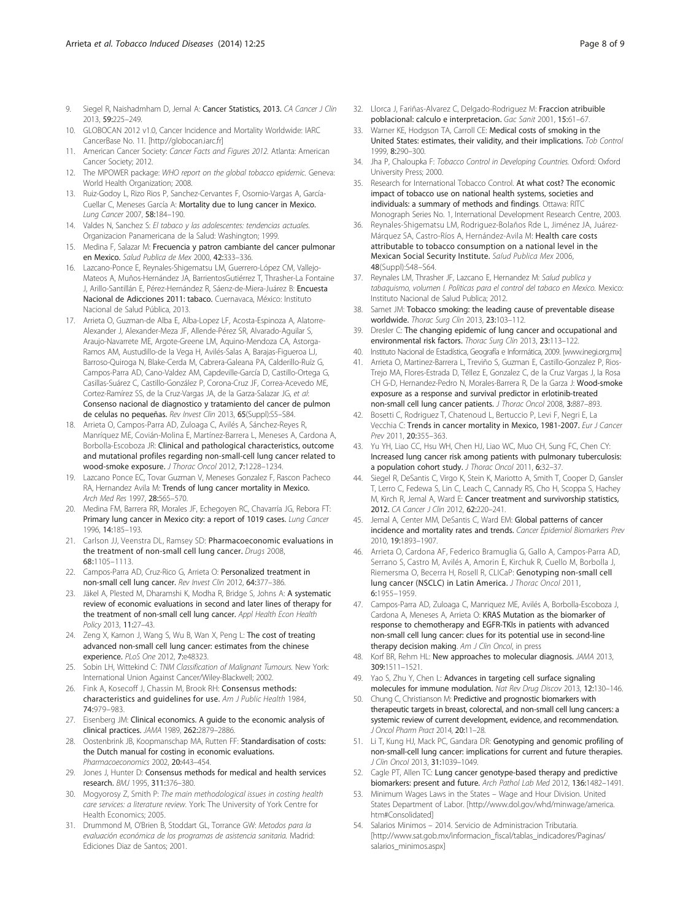9. Siegel R, Naishadmham D, Jemal A: **Cancer Statistics, 2013.** *CA Cancer J Clin* 2013, **59:**225–249.
10. GLOBOCAN 2012 v1.0, Cancer Incidence and Mortality Worldwide: IARC CancerBase No. 11. [http://globocan.iarc.fr]
11. American Cancer Society: *Cancer Facts and Figures 2012.* Atlanta: American Cancer Society; 2012.
12. The MPOWER package: *WHO report on the global tobacco epidemic.* Geneva: World Health Organization; 2008.
13. Ruiz-Godoy L, Rizo Rios P, Sanchez-Cervantes F, Osornio-Vargas A, García-Cuellar C, Meneses García A: **Mortality due to lung cancer in Mexico.** *Lung Cancer* 2007, **58:**184–190.
14. Valdes N, Sanchez S: *El tabaco y las adolescentes: tendencias actuales.* Organizacion Panamericana de la Salud: Washington; 1999.
15. Medina F, Salazar M: **Frecuencia y patron cambiante del cancer pulmonar en Mexico.** *Salud Publica de Mex* 2000, **42:**333–336.
16. Lazcano-Ponce E, Reynales-Shigematsu LM, Guerrero-López CM, Vallejo-Mateos A, Muños-Hernández JA, BarrientosGutiérrez T, Thrasher-La Fontaine J, Arillo-Santillán E, Pérez-Hernández R, Sáenz-de-Miera-Juárez B: **Encuesta Nacional de Adicciones 2011: tabaco.** Cuernavaca, México: Instituto Nacional de Salud Pública, 2013.
17. Arrieta O, Guzman-de Alba E, Alba-Lopez LF, Acosta-Espinoza A, Alatorre-Alexander J, Alexander-Meza JF, Allende-Pérez SR, Alvarado-Aguilar S, Araujo-Navarrete ME, Argote-Greene LM, Aquino-Mendoza CA, Astorga-Ramos AM, Austudillo-de la Vega H, Avilés-Salas A, Barajas-Figueroa LJ, Barroso-Quiroga N, Blake-Cerda M, Cabrera-Galeana PA, Calderillo-Ruíz G, Campos-Parra AD, Cano-Valdez AM, Capdeville-García D, Castillo-Ortega G, Casillas-Suárez C, Castillo-González P, Corona-Cruz JF, Correa-Acevedo ME, Cortez-Ramírez SS, de la Cruz-Vargas JA, de la Garza-Salazar JG, *et al*: **Consenso nacional de diagnostico y tratamiento del cancer de pulmon de celulas no pequeñas.** *Rev Invest Clin* 2013, **65**(Suppl):S5–S84.
18. Arrieta O, Campos-Parra AD, Zuloaga C, Avilés A, Sánchez-Reyes R, Manríquez ME, Covián-Molina E, Martínez-Barrera L, Meneses A, Cardona A, Borbolla-Escoboza JR: **Clinical and pathological characteristics, outcome and mutational profiles regarding non-small-cell lung cancer related to wood-smoke exposure.** *J Thorac Oncol* 2012, **7:**1228–1234.
19. Lazcano Ponce EC, Tovar Guzman V, Meneses Gonzalez F, Rascon Pacheco RA, Hernandez Avila M: **Trends of lung cancer mortality in Mexico.** *Arch Med Res* 1997, **28:**565–570.
20. Medina FM, Barrera RR, Morales JF, Echegoyen RC, Chavarría JG, Rebora FT: **Primary lung cancer in Mexico city: a report of 1019 cases.** *Lung Cancer* 1996, **14:**185–193.
21. Carlson JJ, Veenstra DL, Ramsey SD: **Pharmacoeconomic evaluations in the treatment of non-small cell lung cancer.** *Drugs* 2008, **68:**1105–1113.
22. Campos-Parra AD, Cruz-Rico G, Arrieta O: **Personalized treatment in non-small cell lung cancer.** *Rev Invest Clin* 2012, **64:**377–386.
23. Jäkel A, Plested M, Dharamshi K, Modha R, Bridge S, Johns A: **A systematic review of economic evaluations in second and later lines of therapy for the treatment of non-small cell lung cancer.** *Appl Health Econ Health Policy* 2013, **11:**27–43.
24. Zeng X, Karnon J, Wang S, Wu B, Wan X, Peng L: **The cost of treating advanced non-small cell lung cancer: estimates from the chinese experience.** *PLoS One* 2012, **7:**e48323.
25. Sobin LH, Wittekind C: *TNM Classification of Malignant Tumours.* New York: International Union Against Cancer/Wiley-Blackwell; 2002.
26. Fink A, Kosecoff J, Chassin M, Brook RH: **Consensus methods: characteristics and guidelines for use.** *Am J Public Health* 1984, **74:**979–983.
27. Eisenberg JM: **Clinical economics. A guide to the economic analysis of clinical practices.** *JAMA* 1989, **262:**2879–2886.
28. Oostenbrink JB, Koopmanschap MA, Rutten FF: **Standardisation of costs: the Dutch manual for costing in economic evaluations.** *Pharmacoeconomics* 2002, **20:**443–454.
29. Jones J, Hunter D: **Consensus methods for medical and health services research.** *BMJ* 1995, **311:**376–380.
30. Mogyorosy Z, Smith P: *The main methodological issues in costing health care services: a literature review.* York: The University of York Centre for Health Economics; 2005.
31. Drummond M, O'Brien B, Stoddart GL, Torrance GW: *Metodos para la evaluación económica de los programas de asistencia sanitaria.* Madrid: Ediciones Diaz de Santos; 2001.
32. Llorca J, Fariñas-Alvarez C, Delgado-Rodriguez M: **Fraccion atribuible poblacional: calculo e interpretacion.** *Gac Sanit* 2001, **15:**61–67.
33. Warner KE, Hodgson TA, Carroll CE: **Medical costs of smoking in the United States: estimates, their validity, and their implications.** *Tob Control* 1999, **8:**290–300.
34. Jha P, Chaloupka F: *Tobacco Control in Developing Countries.* Oxford: Oxford University Press; 2000.
35. Research for International Tobacco Control. **At what cost? The economic impact of tobacco use on national health systems, societies and individuals: a summary of methods and findings**. Ottawa: RITC Monograph Series No. 1, International Development Research Centre, 2003.
36. Reynales-Shigematsu LM, Rodriguez-Bolaños Rde L, Jiménez JA, Juárez-Márquez SA, Castro-Ríos A, Hernández-Avila M: **Health care costs attributable to tobacco consumption on a national level in the Mexican Social Security Institute.** *Salud Publica Mex* 2006, **48**(Suppl):S48–S64.
37. Reynales LM, Thrasher JF, Lazcano E, Hernandez M: *Salud publica y tabaquismo, volumen I. Politicas para el control del tabaco en Mexico.* Mexico: Instituto Nacional de Salud Publica; 2012.
38. Samet JM: **Tobacco smoking: the leading cause of preventable disease worldwide.** *Thorac Surg Clin* 2013, **23:**103–112.
39. Dresler C: **The changing epidemic of lung cancer and occupational and environmental risk factors.** *Thorac Surg Clin* 2013, **23:**113–122.
40. Instituto Nacional de Estadística, Geografía e Informática, 2009. [www.inegi.org.mx]
41. Arrieta O, Martinez-Barrera L, Treviño S, Guzman E, Castillo-Gonzalez P, Rios-Trejo MA, Flores-Estrada D, Téllez E, Gonzalez C, de la Cruz Vargas J, la Rosa CH G-D, Hernandez-Pedro N, Morales-Barrera R, De la Garza J: **Wood-smoke exposure as a response and survival predictor in erlotinib-treated non-small cell lung cancer patients.** *J Thorac Oncol* 2008, **3:**887–893.
42. Bosetti C, Rodriguez T, Chatenoud L, Bertuccio P, Levi F, Negri E, La Vecchia C: **Trends in cancer mortality in Mexico, 1981-2007.** *Eur J Cancer Prev* 2011, **20:**355–363.
43. Yu YH, Liao CC, Hsu WH, Chen HJ, Liao WC, Muo CH, Sung FC, Chen CY: **Increased lung cancer risk among patients with pulmonary tuberculosis: a population cohort study.** *J Thorac Oncol* 2011, **6:**32–37.
44. Siegel R, DeSantis C, Virgo K, Stein K, Mariotto A, Smith T, Cooper D, Gansler T, Lerro C, Fedewa S, Lin C, Leach C, Cannady RS, Cho H, Scoppa S, Hachey M, Kirch R, Jemal A, Ward E: **Cancer treatment and survivorship statistics, 2012.** *CA Cancer J Clin* 2012, **62:**220–241.
45. Jemal A, Center MM, DeSantis C, Ward EM: **Global patterns of cancer incidence and mortality rates and trends.** *Cancer Epidemiol Biomarkers Prev* 2010, **19:**1893–1907.
46. Arrieta O, Cardona AF, Federico Bramuglia G, Gallo A, Campos-Parra AD, Serrano S, Castro M, Avilés A, Amorin E, Kirchuk R, Cuello M, Borbolla J, Riemersma O, Becerra H, Rosell R, CLICaP: **Genotyping non-small cell lung cancer (NSCLC) in Latin America.** *J Thorac Oncol* 2011, **6:**1955–1959.
47. Campos-Parra AD, Zuloaga C, Manriquez ME, Avilés A, Borbolla-Escoboza J, Cardona A, Meneses A, Arrieta O: **KRAS Mutation as the biomarker of response to chemotherapy and EGFR-TKIs in patients with advanced non-small cell lung cancer: clues for its potential use in second-line therapy decision making.** *Am J Clin Oncol*, in press
48. Korf BR, Rehm HL: **New approaches to molecular diagnosis.** *JAMA* 2013, **309:**1511–1521.
49. Yao S, Zhu Y, Chen L: **Advances in targeting cell surface signaling molecules for immune modulation.** *Nat Rev Drug Discov* 2013, **12:**130–146.
50. Chung C, Christianson M: **Predictive and prognostic biomarkers with therapeutic targets in breast, colorectal, and non-small cell lung cancers: a systemic review of current development, evidence, and recommendation.** *J Oncol Pharm Pract* 2014, **20:**11–28.
51. Li T, Kung HJ, Mack PC, Gandara DR: **Genotyping and genomic profiling of non-small-cell lung cancer: implications for current and future therapies.** *J Clin Oncol* 2013, **31:**1039–1049.
52. Cagle PT, Allen TC: **Lung cancer genotype-based therapy and predictive biomarkers: present and future.** *Arch Pathol Lab Med* 2012, **136:**1482–1491.
53. Minimum Wages Laws in the States – Wage and Hour Division. United States Department of Labor. [http://www.dol.gov/whd/minwage/america.htm#Consolidated]
54. Salarios Minimos – 2014. Servicio de Administracion Tributaria. [http://www.sat.gob.mx/informacion_fiscal/tablas_indicadores/Paginas/salarios_minimos.aspx]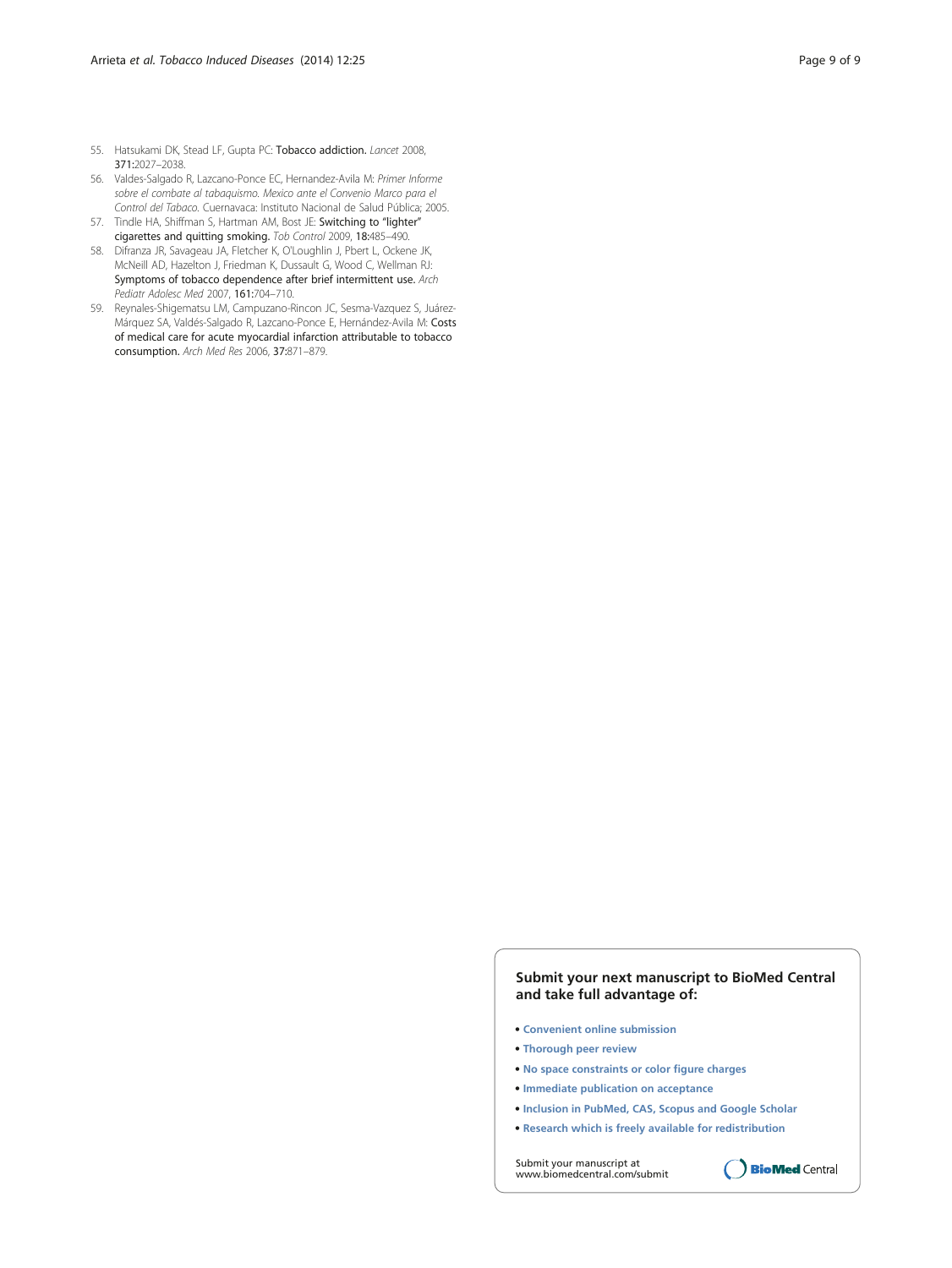55. Hatsukami DK, Stead LF, Gupta PC: **Tobacco addiction.** *Lancet* 2008, **371:**2027–2038.
56. Valdes-Salgado R, Lazcano-Ponce EC, Hernandez-Avila M: *Primer Informe sobre el combate al tabaquismo. Mexico ante el Convenio Marco para el Control del Tabaco.* Cuernavaca: Instituto Nacional de Salud Pública; 2005.
57. Tindle HA, Shiffman S, Hartman AM, Bost JE: **Switching to "lighter" cigarettes and quitting smoking.** *Tob Control* 2009, **18:**485–490.
58. Difranza JR, Savageau JA, Fletcher K, O'Loughlin J, Pbert L, Ockene JK, McNeill AD, Hazelton J, Friedman K, Dussault G, Wood C, Wellman RJ: **Symptoms of tobacco dependence after brief intermittent use.** *Arch Pediatr Adolesc Med* 2007, **161:**704–710.
59. Reynales-Shigematsu LM, Campuzano-Rincon JC, Sesma-Vazquez S, Juárez-Márquez SA, Valdés-Salgado R, Lazcano-Ponce E, Hernández-Avila M: **Costs of medical care for acute myocardial infarction attributable to tobacco consumption.** *Arch Med Res* 2006, **37:**871–879.

**Submit your next manuscript to BioMed Central and take full advantage of:**

- **Convenient online submission**
- **Thorough peer review**
- **No space constraints or color figure charges**
- **Immediate publication on acceptance**
- **Inclusion in PubMed, CAS, Scopus and Google Scholar**
- **Research which is freely available for redistribution**

Submit your manuscript at
www.biomedcentral.com/submit

BioMed Central